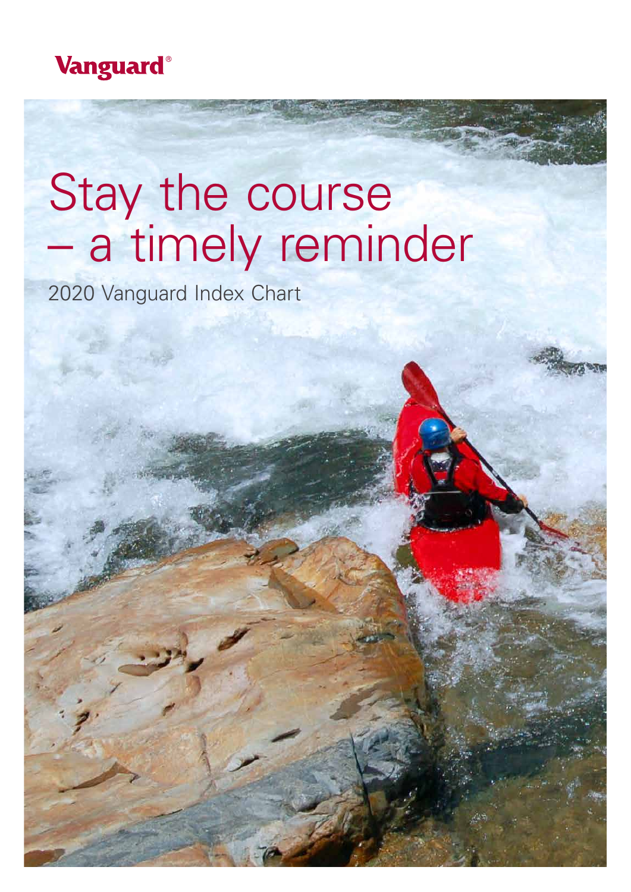Vanguard®

# Stay the course – a timely reminder

2020 Vanguard Index Chart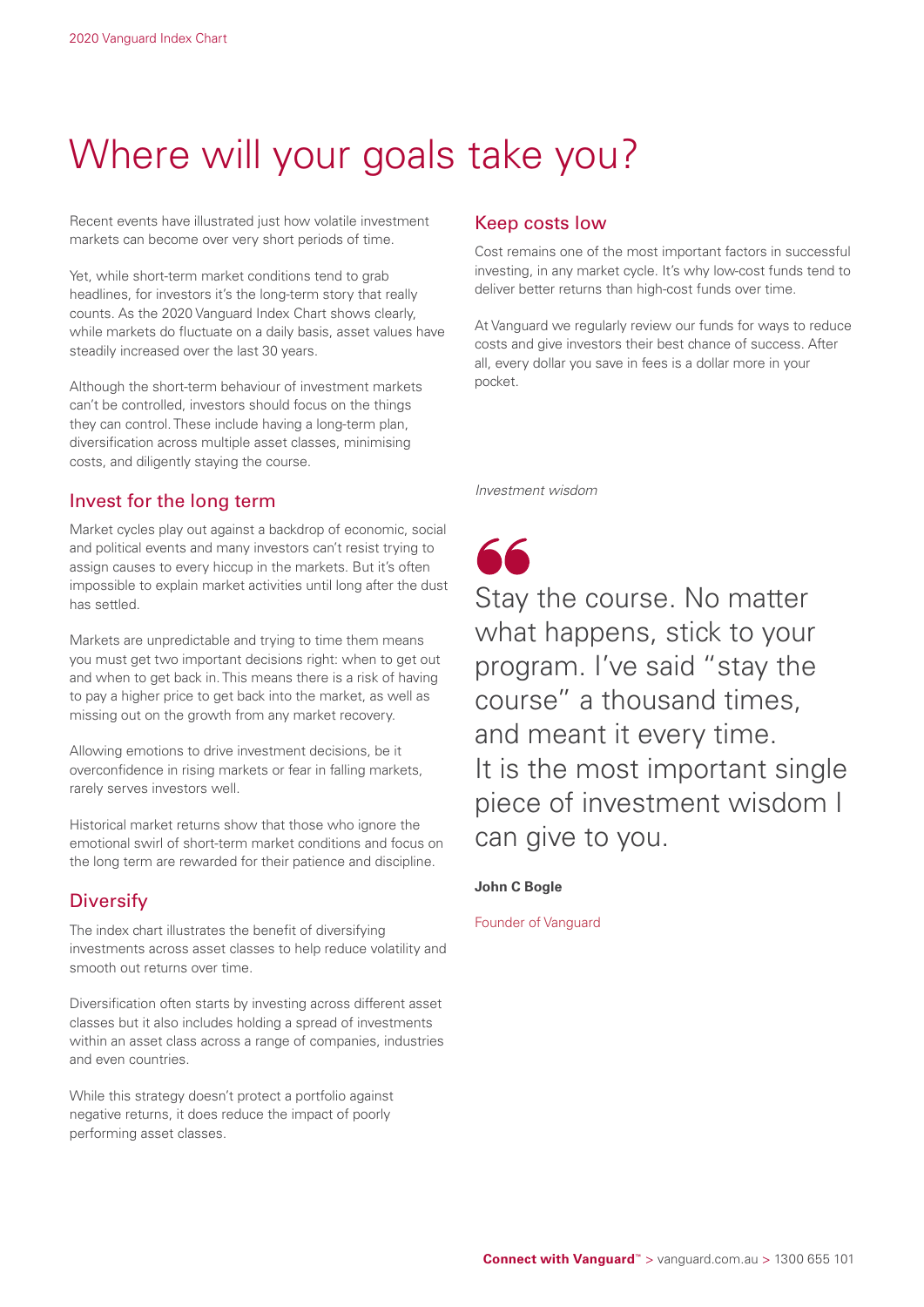# Where will your goals take you?

Recent events have illustrated just how volatile investment markets can become over very short periods of time.

Yet, while short-term market conditions tend to grab headlines, for investors it's the long-term story that really counts. As the 2020 Vanguard Index Chart shows clearly, while markets do fluctuate on a daily basis, asset values have steadily increased over the last 30 years.

Although the short-term behaviour of investment markets can't be controlled, investors should focus on the things they can control. These include having a long-term plan, diversification across multiple asset classes, minimising costs, and diligently staying the course.

## Invest for the long term

Market cycles play out against a backdrop of economic, social and political events and many investors can't resist trying to assign causes to every hiccup in the markets. But it's often impossible to explain market activities until long after the dust has settled.

Markets are unpredictable and trying to time them means you must get two important decisions right: when to get out and when to get back in. This means there is a risk of having to pay a higher price to get back into the market, as well as missing out on the growth from any market recovery.

Allowing emotions to drive investment decisions, be it overconfidence in rising markets or fear in falling markets, rarely serves investors well.

Historical market returns show that those who ignore the emotional swirl of short-term market conditions and focus on the long term are rewarded for their patience and discipline.

## Diversify

The index chart illustrates the benefit of diversifying investments across asset classes to help reduce volatility and smooth out returns over time.

Diversification often starts by investing across different asset classes but it also includes holding a spread of investments within an asset class across a range of companies, industries and even countries.

While this strategy doesn't protect a portfolio against negative returns, it does reduce the impact of poorly performing asset classes.

## Keep costs low

Cost remains one of the most important factors in successful investing, in any market cycle. It's why low-cost funds tend to deliver better returns than high-cost funds over time.

At Vanguard we regularly review our funds for ways to reduce costs and give investors their best chance of success. After all, every dollar you save in fees is a dollar more in your pocket.

*Investment wisdom*

> Stay the course. No matter what happens, stick to your program. I've said "stay the course" a thousand times, and meant it every time. It is the most important single piece of investment wisdom I can give to you.

**John C Bogle**

Founder of Vanguard

**Connect with Vanguard**™ > vanguard.com.au > 1300 655 101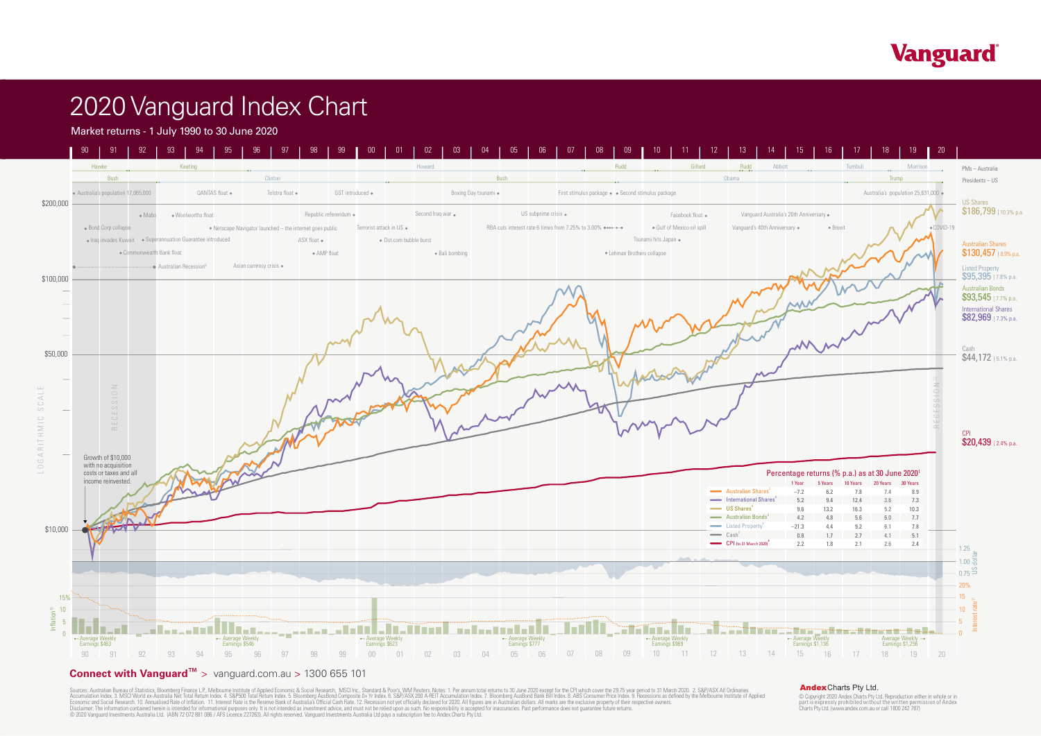Vanguard

# 2020 Vanguard Index Chart

Market returns - 1 July 1990 to 30 June 2020

90 | 91 | 92 | 93 | 94 | 95 | 96 | 97 | 98 | 99 | 00 | 01 | 02 | 03 | 04 | 05 | 06 | 07 | 08 | 09 | 10 | 11 | 12 | 13 | 14 | 15 | 16 | 17 | 18 | 19 | 20

PMs – Australia: Hawke, Keating, Howard, Rudd, Gillard, Rudd, Abbott, Turnbull, Morrison

Presidents – US: Bush, Clinton, Bush, Obama, Trump

Australia's population 17,065,000 · QANTAS float · Telstra float · GST introduced · Boxing Day tsunami · First stimulus package · Second stimulus package · Australia's population 25,831,000

Mabo · Woolworths float · Republic referendum · Second Iraq war · US subprime crisis · Facebook float · Vanguard Australia's 20th Anniversary

Bond Corp collapse · Netscape Navigator launched – the internet goes public · Terrorist attack in US · RBA cuts interest rate 6 times from 7.25% to 3.00% · Gulf of Mexico oil spill · Vanguard's 40th Anniversary · Brexit · COVID-19

Iraq invades Kuwait · Superannuation Guarantee introduced · ASX float · Dot.com bubble burst · Tsunami hits Japan

Commonwealth Bank float · AMP float · Bali bombing · Lehman Brothers collapse

Australian Recession[9] · Asian currency crisis

$200,000 · $100,000 · $50,000 · $10,000

LOGARITHMIC SCALE

RECESSION

RECESSION[12]

Growth of $10,000 with no acquisition costs or taxes and all income reinvested.

US Shares $186,799 | 10.3% p.a.

Australian Shares $130,457 | 8.9% p.a.

Listed Property $95,395 | 7.8% p.a.

Australian Bonds $93,545 | 7.7% p.a.

International Shares $82,969 | 7.3% p.a.

Cash $44,172 | 5.1% p.a.

CPI $20,439 | 2.4% p.a.

**Percentage returns (% p.a.) as at 30 June 2020[1]**

| | 1 Year | 5 Years | 10 Years | 20 Years | 30 Years |
|---|---|---|---|---|---|
| Australian Shares[2] | –7.2 | 6.2 | 7.8 | 7.4 | 8.9 |
| International Shares[3] | 5.2 | 9.4 | 12.4 | 3.6 | 7.3 |
| US Shares[4] | 9.6 | 13.2 | 16.3 | 5.2 | 10.3 |
| Australian Bonds[5] | 4.2 | 4.8 | 5.6 | 6.0 | 7.7 |
| Listed Property[6] | –21.3 | 4.4 | 9.2 | 6.1 | 7.8 |
| Cash[7] | 0.8 | 1.7 | 2.7 | 4.1 | 5.1 |
| CPI (to 31 March 2020)[8] | 2.2 | 1.8 | 2.1 | 2.6 | 2.4 |

1.25 · 1.00 · 0.75 US dollar

20% · 15 · 10 · 5 · 0 Interest rate[11]

15% · 10 · 5 · 0 Inflation[10]

← Average Weekly Earnings $463 · ← Average Weekly Earnings $546 · ← Average Weekly Earnings $623 · ← Average Weekly Earnings $777 · ← Average Weekly Earnings $969 · ← Average Weekly Earnings $1,136 · Average Weekly Earnings $1,256 →

**Connect with Vanguard™** > vanguard.com.au > 1300 655 101

Sources: Australian Bureau of Statistics, Bloomberg Finance L.P., Melbourne Institute of Applied Economic & Social Research, MSCI Inc., Standard & Poor's, WM Reuters. Notes: 1. Per annum total returns to 30 June 2020 except for the CPI which cover the 29.75 year period to 31 March 2020. 2. S&P/ASX All Ordinaries Accumulation Index. 3. MSCI World ex-Australia Net Total Return Index. 4. S&P500 Total Return Index. 5. Bloomberg AusBond Composite 0+ Yr Index. 6. S&P/ASX 200 A-REIT Accumulation Index. 7. Bloomberg AusBond Bank Bill Index. 8. ABS Consumer Price Index. 9. Recessions as defined by the Melbourne Institute of Applied Economic and Social Research. 10. Annualised Rate of Inflation. 11. Interest Rate is the Reserve Bank of Australia's Official Cash Rate. 12. Recession not yet officially declared for 2020. All figures are in Australian dollars. All marks are the exclusive property of their respective owners.
Disclaimer: The information contained herein is intended for informational purposes only. It is not intended as investment advice, and must not be relied upon as such. No responsibility is accepted for inaccuracies. Past performance does not guarantee future returns.
© 2020 Vanguard Investments Australia Ltd. (ABN 72 072 881 086 / AFS Licence 227263). All rights reserved. Vanguard Investments Australia Ltd pays a subscription fee to Andex Charts Pty Ltd.

**Andex** Charts Pty Ltd.
© Copyright 2020 Andex Charts Pty Ltd. Reproduction either in whole or in part is expressly prohibited without the written permission of Andex Charts Pty Ltd. (www.andex.com.au or call 1800 242 787)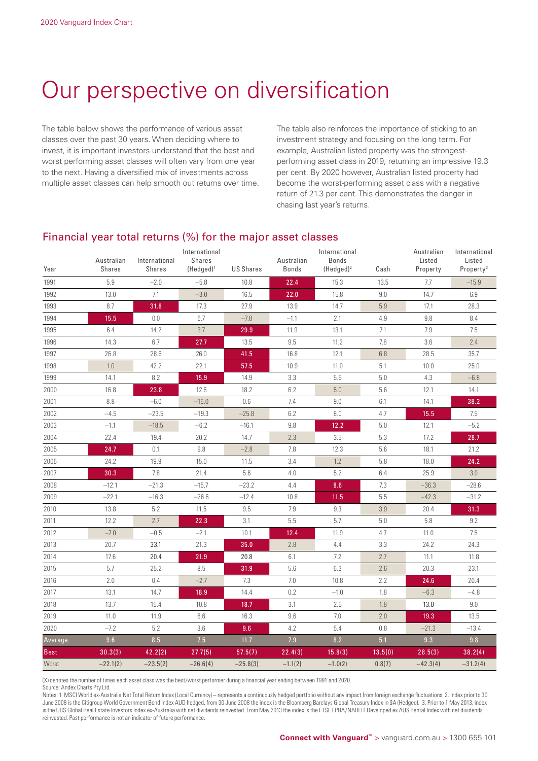# Our perspective on diversification

The table below shows the performance of various asset classes over the past 30 years. When deciding where to invest, it is important investors understand that the best and worst performing asset classes will often vary from one year to the next. Having a diversified mix of investments across multiple asset classes can help smooth out returns over time.

The table also reinforces the importance of sticking to an investment strategy and focusing on the long term. For example, Australian listed property was the strongest-performing asset class in 2019, returning an impressive 19.3 per cent. By 2020 however, Australian listed property had become the worst-performing asset class with a negative return of 21.3 per cent. This demonstrates the danger in chasing last year's returns.

## Financial year total returns (%) for the major asset classes

| Year | Australian Shares | International Shares | International Shares (Hedged)[1] | US Shares | Australian Bonds | International Bonds (Hedged)[2] | Cash | Australian Listed Property | International Listed Property[3] |
|---|---|---|---|---|---|---|---|---|---|
| 1991 | 5.9 | –2.0 | –5.8 | 10.8 | 22.4 | 15.3 | 13.5 | 7.7 | –15.9 |
| 1992 | 13.0 | 7.1 | –3.0 | 16.5 | 22.0 | 15.8 | 9.0 | 14.7 | 6.9 |
| 1993 | 8.7 | 31.8 | 17.3 | 27.9 | 13.9 | 14.7 | 5.9 | 17.1 | 28.3 |
| 1994 | 15.5 | 0.0 | 6.7 | –7.8 | –1.1 | 2.1 | 4.9 | 9.8 | 8.4 |
| 1995 | 6.4 | 14.2 | 3.7 | 29.9 | 11.9 | 13.1 | 7.1 | 7.9 | 7.5 |
| 1996 | 14.3 | 6.7 | 27.7 | 13.5 | 9.5 | 11.2 | 7.8 | 3.6 | 2.4 |
| 1997 | 26.8 | 28.6 | 26.0 | 41.5 | 16.8 | 12.1 | 6.8 | 28.5 | 35.7 |
| 1998 | 1.0 | 42.2 | 22.1 | 57.5 | 10.9 | 11.0 | 5.1 | 10.0 | 25.0 |
| 1999 | 14.1 | 8.2 | 15.9 | 14.9 | 3.3 | 5.5 | 5.0 | 4.3 | –6.8 |
| 2000 | 16.8 | 23.8 | 12.6 | 18.2 | 6.2 | 5.0 | 5.6 | 12.1 | 14.1 |
| 2001 | 8.8 | –6.0 | –16.0 | 0.6 | 7.4 | 9.0 | 6.1 | 14.1 | 38.2 |
| 2002 | –4.5 | –23.5 | –19.3 | –25.8 | 6.2 | 8.0 | 4.7 | 15.5 | 7.5 |
| 2003 | –1.1 | –18.5 | –6.2 | –16.1 | 9.8 | 12.2 | 5.0 | 12.1 | –5.2 |
| 2004 | 22.4 | 19.4 | 20.2 | 14.7 | 2.3 | 3.5 | 5.3 | 17.2 | 28.7 |
| 2005 | 24.7 | 0.1 | 9.8 | –2.8 | 7.8 | 12.3 | 5.6 | 18.1 | 21.2 |
| 2006 | 24.2 | 19.9 | 15.0 | 11.5 | 3.4 | 1.2 | 5.8 | 18.0 | 24.2 |
| 2007 | 30.3 | 7.8 | 21.4 | 5.6 | 4.0 | 5.2 | 6.4 | 25.9 | 3.0 |
| 2008 | –12.1 | –21.3 | –15.7 | –23.2 | 4.4 | 8.6 | 7.3 | –36.3 | –28.6 |
| 2009 | –22.1 | –16.3 | –26.6 | –12.4 | 10.8 | 11.5 | 5.5 | –42.3 | –31.2 |
| 2010 | 13.8 | 5.2 | 11.5 | 9.5 | 7.9 | 9.3 | 3.9 | 20.4 | 31.3 |
| 2011 | 12.2 | 2.7 | 22.3 | 3.1 | 5.5 | 5.7 | 5.0 | 5.8 | 9.2 |
| 2012 | –7.0 | –0.5 | –2.1 | 10.1 | 12.4 | 11.9 | 4.7 | 11.0 | 7.5 |
| 2013 | 20.7 | 33.1 | 21.3 | 35.0 | 2.8 | 4.4 | 3.3 | 24.2 | 24.3 |
| 2014 | 17.6 | 20.4 | 21.9 | 20.8 | 6.1 | 7.2 | 2.7 | 11.1 | 11.8 |
| 2015 | 5.7 | 25.2 | 8.5 | 31.9 | 5.6 | 6.3 | 2.6 | 20.3 | 23.1 |
| 2016 | 2.0 | 0.4 | –2.7 | 7.3 | 7.0 | 10.8 | 2.2 | 24.6 | 20.4 |
| 2017 | 13.1 | 14.7 | 18.9 | 14.4 | 0.2 | –1.0 | 1.8 | –6.3 | –4.8 |
| 2018 | 13.7 | 15.4 | 10.8 | 18.7 | 3.1 | 2.5 | 1.8 | 13.0 | 9.0 |
| 2019 | 11.0 | 11.9 | 6.6 | 16.3 | 9.6 | 7.0 | 2.0 | 19.3 | 13.5 |
| 2020 | –7.2 | 5.2 | 3.6 | 9.6 | 4.2 | 5.4 | 0.8 | –21.3 | –13.4 |
| Average | 9.6 | 8.5 | 7.5 | 11.7 | 7.9 | 8.2 | 5.1 | 9.3 | 9.8 |
| Best | 30.3(3) | 42.2(2) | 27.7(5) | 57.5(7) | 22.4(3) | 15.8(3) | 13.5(0) | 28.5(3) | 38.2(4) |
| Worst | –22.1(2) | –23.5(2) | –26.6(4) | –25.8(3) | –1.1(2) | –1.0(2) | 0.8(7) | –42.3(4) | –31.2(4) |

(X) denotes the number of times each asset class was the best/worst performer during a financial year ending between 1991 and 2020.
Source: Andex Charts Pty Ltd.
Notes: 1. MSCI World ex-Australia Net Total Return Index (Local Currency) – represents a continuously hedged portfolio without any impact from foreign exchange fluctuations. 2. Index prior to 30 June 2008 is the Citigroup World Government Bond Index AUD hedged, from 30 June 2008 the index is the Bloomberg Barclays Global Treasury Index in $A (Hedged). 3. Prior to 1 May 2013, index is the UBS Global Real Estate Investors Index ex-Australia with net dividends reinvested. From May 2013 the index is the FTSE EPRA/NAREIT Developed ex AUS Rental Index with net dividends reinvested. Past performance is not an indicator of future performance.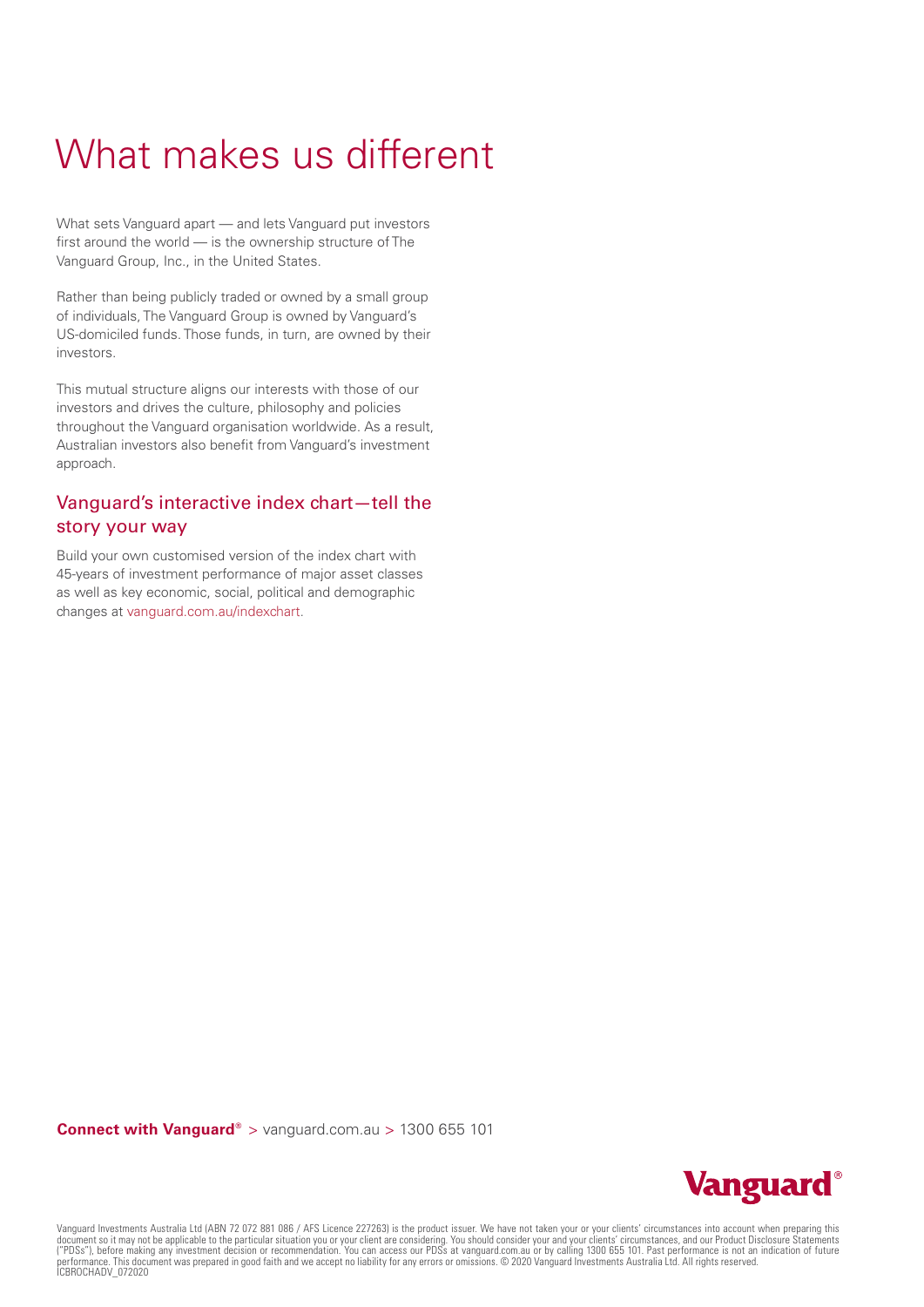# What makes us different

What sets Vanguard apart — and lets Vanguard put investors first around the world — is the ownership structure of The Vanguard Group, Inc., in the United States.

Rather than being publicly traded or owned by a small group of individuals, The Vanguard Group is owned by Vanguard's US-domiciled funds. Those funds, in turn, are owned by their investors.

This mutual structure aligns our interests with those of our investors and drives the culture, philosophy and policies throughout the Vanguard organisation worldwide. As a result, Australian investors also benefit from Vanguard's investment approach.

## Vanguard's interactive index chart—tell the story your way

Build your own customised version of the index chart with 45-years of investment performance of major asset classes as well as key economic, social, political and demographic changes at vanguard.com.au/indexchart.

**Connect with Vanguard®** > vanguard.com.au > 1300 655 101

Vanguard®

Vanguard Investments Australia Ltd (ABN 72 072 881 086 / AFS Licence 227263) is the product issuer. We have not taken your or your clients' circumstances into account when preparing this document so it may not be applicable to the particular situation you or your client are considering. You should consider your and your clients' circumstances, and our Product Disclosure Statements ("PDSs"), before making any investment decision or recommendation. You can access our PDSs at vanguard.com.au or by calling 1300 655 101. Past performance is not an indication of future performance. This document was prepared in good faith and we accept no liability for any errors or omissions. © 2020 Vanguard Investments Australia Ltd. All rights reserved.
ICBROCHADV_072020